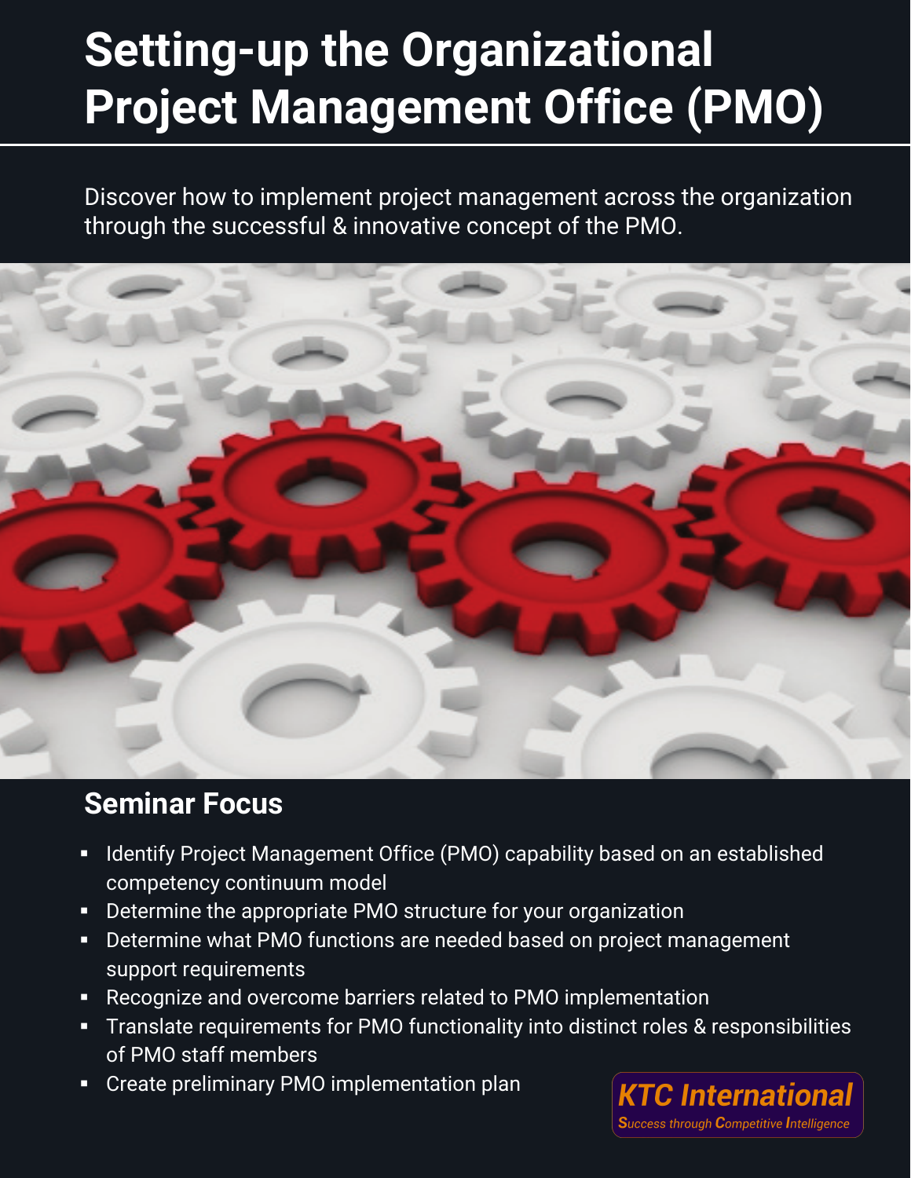# Setting-up the Organizational Project Management Office (PMO)

Discover how to implement project management across the organization through the successful & innovative concept of the PMO.

## Seminar Focus

- Identify Project Management Office (PMO) capability based on an established competency continuum model
- Determine the appropriate PMO structure for your organization
- Determine what PMO functions are needed based on project management support requirements
- Recognize and overcome barriers related to PMO implementation
- Translate requirements for PMO functionality into distinct roles & responsibilities of PMO staff members
- Create preliminary PMO implementation plan

**KTC International**
*Success through Competitive Intelligence*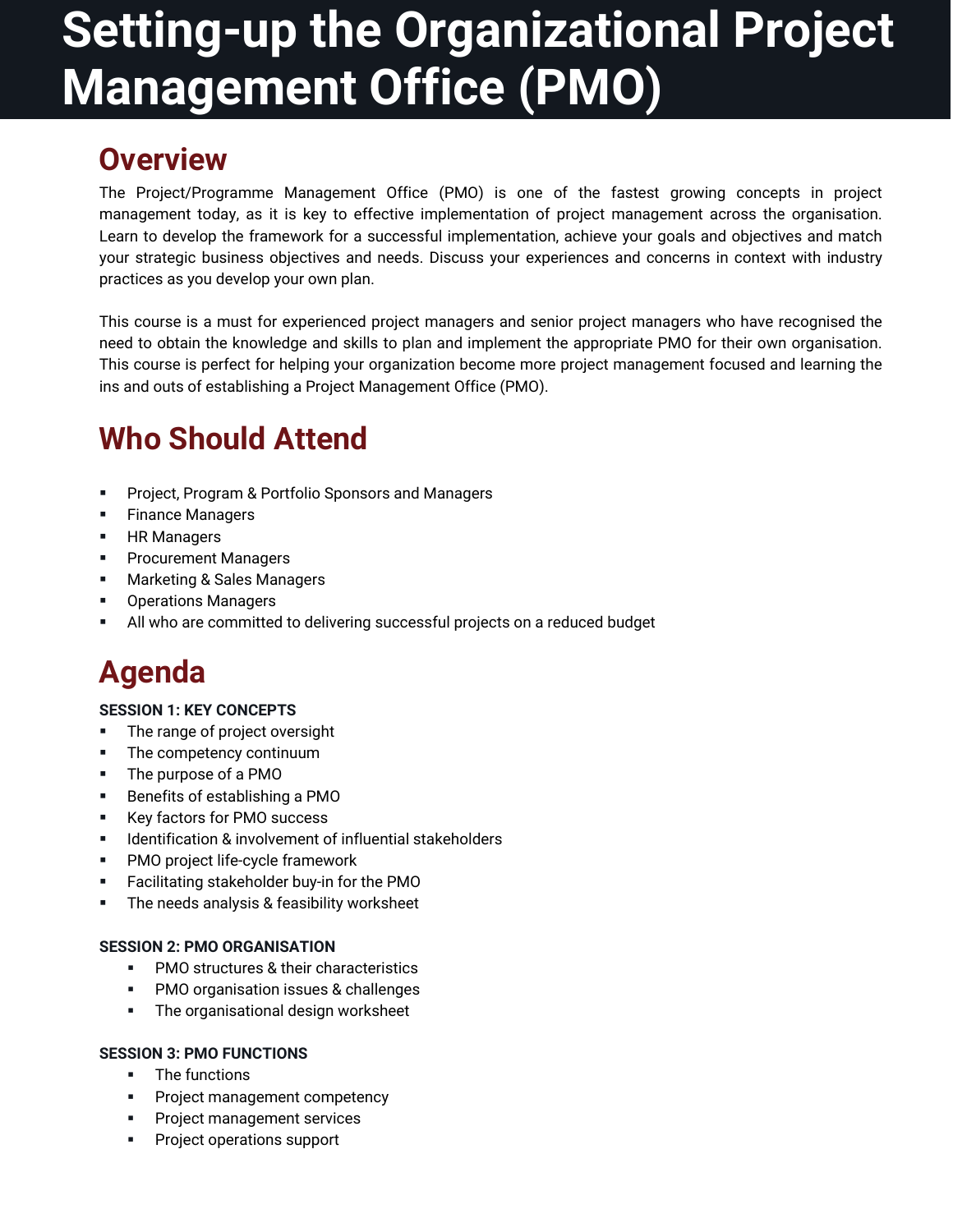# Setting-up the Organizational Project Management Office (PMO)

## Overview

The Project/Programme Management Office (PMO) is one of the fastest growing concepts in project management today, as it is key to effective implementation of project management across the organisation. Learn to develop the framework for a successful implementation, achieve your goals and objectives and match your strategic business objectives and needs. Discuss your experiences and concerns in context with industry practices as you develop your own plan.

This course is a must for experienced project managers and senior project managers who have recognised the need to obtain the knowledge and skills to plan and implement the appropriate PMO for their own organisation. This course is perfect for helping your organization become more project management focused and learning the ins and outs of establishing a Project Management Office (PMO).

## Who Should Attend

- Project, Program & Portfolio Sponsors and Managers
- Finance Managers
- HR Managers
- Procurement Managers
- Marketing & Sales Managers
- Operations Managers
- All who are committed to delivering successful projects on a reduced budget

## Agenda

**SESSION 1: KEY CONCEPTS**

- The range of project oversight
- The competency continuum
- The purpose of a PMO
- Benefits of establishing a PMO
- Key factors for PMO success
- Identification & involvement of influential stakeholders
- PMO project life-cycle framework
- Facilitating stakeholder buy-in for the PMO
- The needs analysis & feasibility worksheet

**SESSION 2: PMO ORGANISATION**

- PMO structures & their characteristics
- PMO organisation issues & challenges
- The organisational design worksheet

**SESSION 3: PMO FUNCTIONS**

- The functions
- Project management competency
- Project management services
- Project operations support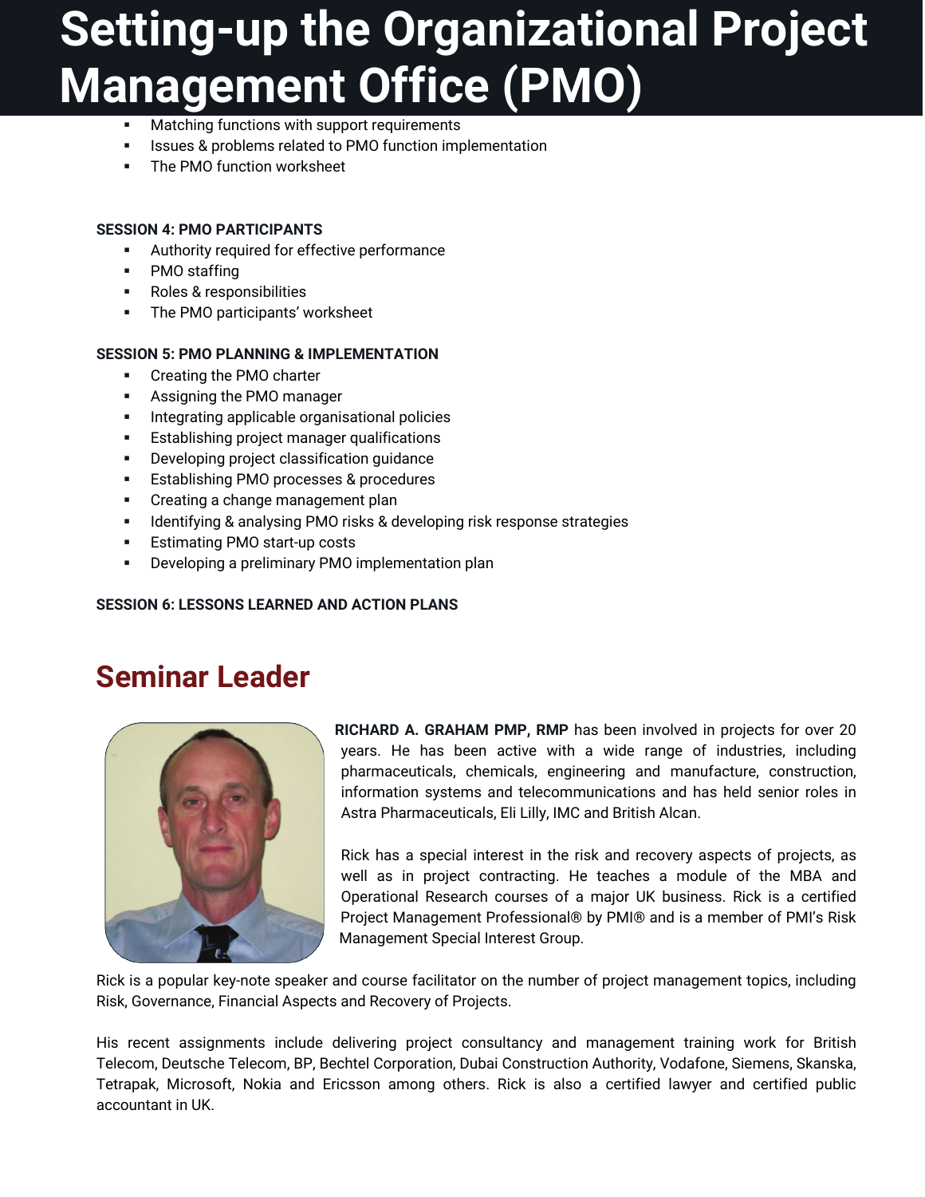# Setting-up the Organizational Project Management Office (PMO)

- Matching functions with support requirements
- Issues & problems related to PMO function implementation
- The PMO function worksheet

**SESSION 4: PMO PARTICIPANTS**

- Authority required for effective performance
- PMO staffing
- Roles & responsibilities
- The PMO participants' worksheet

**SESSION 5: PMO PLANNING & IMPLEMENTATION**

- Creating the PMO charter
- Assigning the PMO manager
- Integrating applicable organisational policies
- Establishing project manager qualifications
- Developing project classification guidance
- Establishing PMO processes & procedures
- Creating a change management plan
- Identifying & analysing PMO risks & developing risk response strategies
- Estimating PMO start-up costs
- Developing a preliminary PMO implementation plan

**SESSION 6: LESSONS LEARNED AND ACTION PLANS**

## Seminar Leader

**RICHARD A. GRAHAM PMP, RMP** has been involved in projects for over 20 years. He has been active with a wide range of industries, including pharmaceuticals, chemicals, engineering and manufacture, construction, information systems and telecommunications and has held senior roles in Astra Pharmaceuticals, Eli Lilly, IMC and British Alcan.

Rick has a special interest in the risk and recovery aspects of projects, as well as in project contracting. He teaches a module of the MBA and Operational Research courses of a major UK business. Rick is a certified Project Management Professional® by PMI® and is a member of PMI's Risk Management Special Interest Group.

Rick is a popular key-note speaker and course facilitator on the number of project management topics, including Risk, Governance, Financial Aspects and Recovery of Projects.

His recent assignments include delivering project consultancy and management training work for British Telecom, Deutsche Telecom, BP, Bechtel Corporation, Dubai Construction Authority, Vodafone, Siemens, Skanska, Tetrapak, Microsoft, Nokia and Ericsson among others. Rick is also a certified lawyer and certified public accountant in UK.